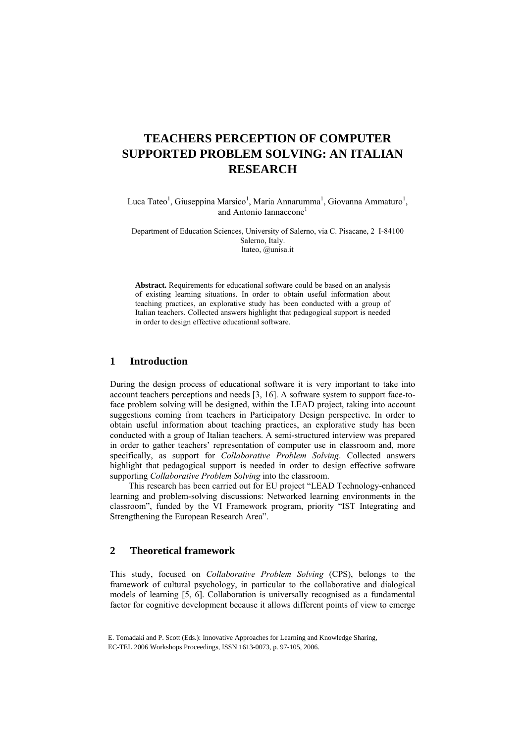# TEACHERS PERCEPTION OF COMPUTER SUPPORTED PROBLEM SOLVING: AN ITALIAN RESEARCH

Luca Tateo[1], Giuseppina Marsico[1], Maria Annarumma[1], Giovanna Ammaturo[1], and Antonio Iannaccone[1]

Department of Education Sciences, University of Salerno, via C. Pisacane, 2 I-84100 Salerno, Italy.
ltateo, @unisa.it

**Abstract.** Requirements for educational software could be based on an analysis of existing learning situations. In order to obtain useful information about teaching practices, an explorative study has been conducted with a group of Italian teachers. Collected answers highlight that pedagogical support is needed in order to design effective educational software.

## 1 Introduction

During the design process of educational software it is very important to take into account teachers perceptions and needs [3, 16]. A software system to support face-to-face problem solving will be designed, within the LEAD project, taking into account suggestions coming from teachers in Participatory Design perspective. In order to obtain useful information about teaching practices, an explorative study has been conducted with a group of Italian teachers. A semi-structured interview was prepared in order to gather teachers' representation of computer use in classroom and, more specifically, as support for *Collaborative Problem Solving*. Collected answers highlight that pedagogical support is needed in order to design effective software supporting *Collaborative Problem Solving* into the classroom.

This research has been carried out for EU project "LEAD Technology-enhanced learning and problem-solving discussions: Networked learning environments in the classroom", funded by the VI Framework program, priority "IST Integrating and Strengthening the European Research Area".

## 2 Theoretical framework

This study, focused on *Collaborative Problem Solving* (CPS), belongs to the framework of cultural psychology, in particular to the collaborative and dialogical models of learning [5, 6]. Collaboration is universally recognised as a fundamental factor for cognitive development because it allows different points of view to emerge

E. Tomadaki and P. Scott (Eds.): Innovative Approaches for Learning and Knowledge Sharing, EC-TEL 2006 Workshops Proceedings, ISSN 1613-0073, p. 97-105, 2006.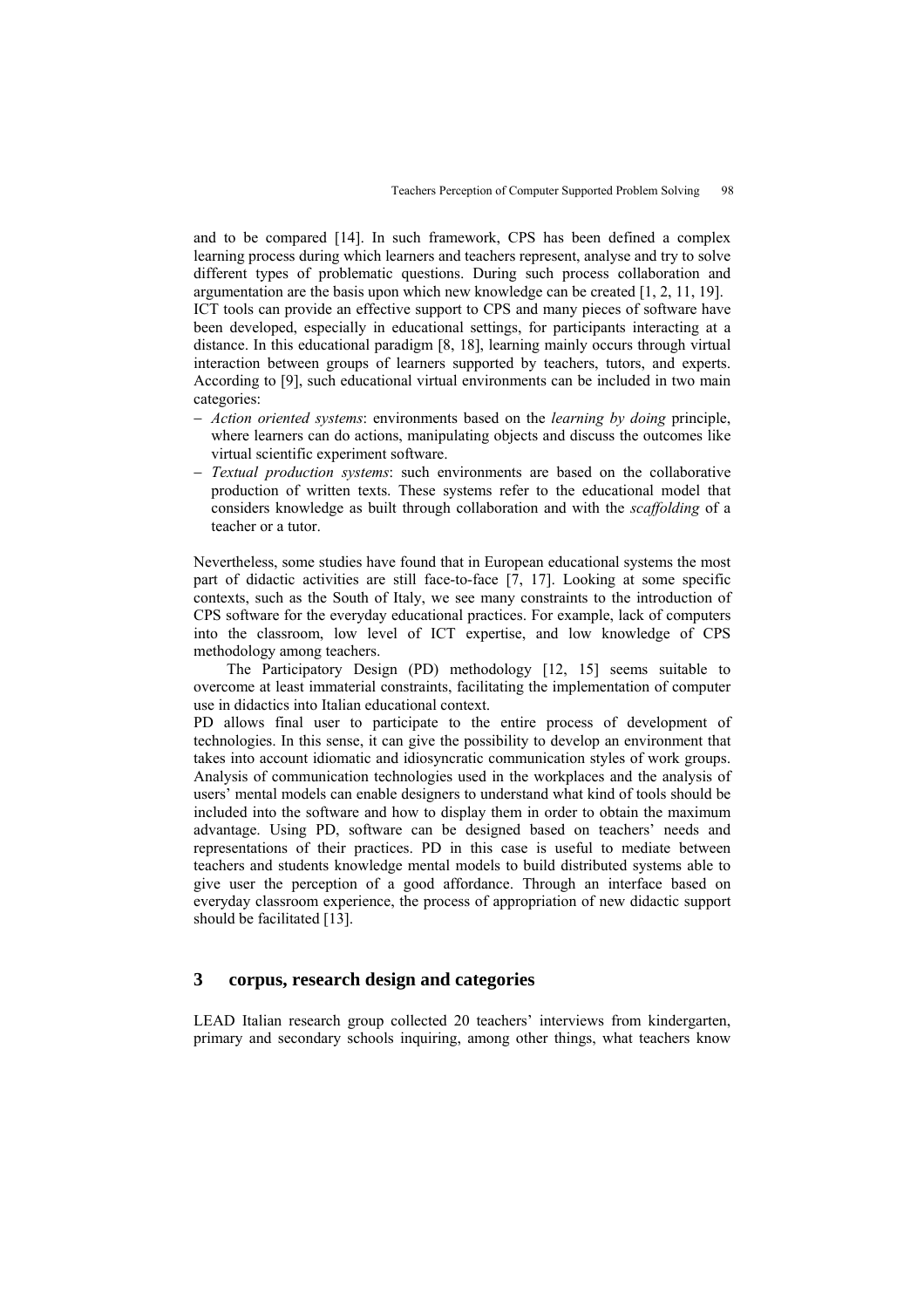and to be compared [14]. In such framework, CPS has been defined a complex learning process during which learners and teachers represent, analyse and try to solve different types of problematic questions. During such process collaboration and argumentation are the basis upon which new knowledge can be created [1, 2, 11, 19].

ICT tools can provide an effective support to CPS and many pieces of software have been developed, especially in educational settings, for participants interacting at a distance. In this educational paradigm [8, 18], learning mainly occurs through virtual interaction between groups of learners supported by teachers, tutors, and experts. According to [9], such educational virtual environments can be included in two main categories:

- *Action oriented systems*: environments based on the *learning by doing* principle, where learners can do actions, manipulating objects and discuss the outcomes like virtual scientific experiment software.
- *Textual production systems*: such environments are based on the collaborative production of written texts. These systems refer to the educational model that considers knowledge as built through collaboration and with the *scaffolding* of a teacher or a tutor.

Nevertheless, some studies have found that in European educational systems the most part of didactic activities are still face-to-face [7, 17]. Looking at some specific contexts, such as the South of Italy, we see many constraints to the introduction of CPS software for the everyday educational practices. For example, lack of computers into the classroom, low level of ICT expertise, and low knowledge of CPS methodology among teachers.

The Participatory Design (PD) methodology [12, 15] seems suitable to overcome at least immaterial constraints, facilitating the implementation of computer use in didactics into Italian educational context.

PD allows final user to participate to the entire process of development of technologies. In this sense, it can give the possibility to develop an environment that takes into account idiomatic and idiosyncratic communication styles of work groups. Analysis of communication technologies used in the workplaces and the analysis of users' mental models can enable designers to understand what kind of tools should be included into the software and how to display them in order to obtain the maximum advantage. Using PD, software can be designed based on teachers' needs and representations of their practices. PD in this case is useful to mediate between teachers and students knowledge mental models to build distributed systems able to give user the perception of a good affordance. Through an interface based on everyday classroom experience, the process of appropriation of new didactic support should be facilitated [13].

## 3 corpus, research design and categories

LEAD Italian research group collected 20 teachers' interviews from kindergarten, primary and secondary schools inquiring, among other things, what teachers know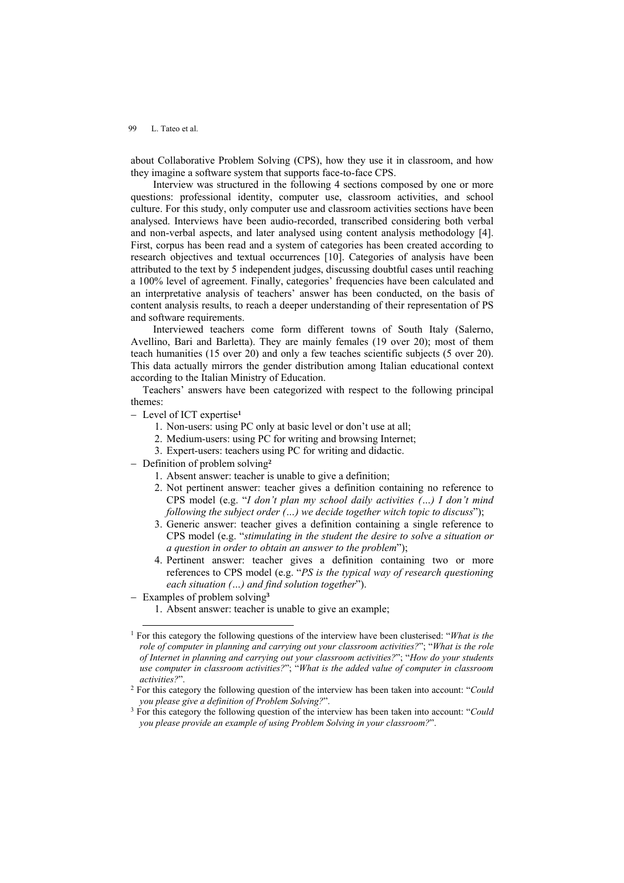about Collaborative Problem Solving (CPS), how they use it in classroom, and how they imagine a software system that supports face-to-face CPS.

Interview was structured in the following 4 sections composed by one or more questions: professional identity, computer use, classroom activities, and school culture. For this study, only computer use and classroom activities sections have been analysed. Interviews have been audio-recorded, transcribed considering both verbal and non-verbal aspects, and later analysed using content analysis methodology [4]. First, corpus has been read and a system of categories has been created according to research objectives and textual occurrences [10]. Categories of analysis have been attributed to the text by 5 independent judges, discussing doubtful cases until reaching a 100% level of agreement. Finally, categories' frequencies have been calculated and an interpretative analysis of teachers' answer has been conducted, on the basis of content analysis results, to reach a deeper understanding of their representation of PS and software requirements.

Interviewed teachers come form different towns of South Italy (Salerno, Avellino, Bari and Barletta). They are mainly females (19 over 20); most of them teach humanities (15 over 20) and only a few teaches scientific subjects (5 over 20). This data actually mirrors the gender distribution among Italian educational context according to the Italian Ministry of Education.

Teachers' answers have been categorized with respect to the following principal themes:

- Level of ICT expertise[1]
  1. Non-users: using PC only at basic level or don't use at all;
  2. Medium-users: using PC for writing and browsing Internet;
  3. Expert-users: teachers using PC for writing and didactic.
- Definition of problem solving[2]
  1. Absent answer: teacher is unable to give a definition;
  2. Not pertinent answer: teacher gives a definition containing no reference to CPS model (e.g. "*I don't plan my school daily activities (…) I don't mind following the subject order (…) we decide together witch topic to discuss*");
  3. Generic answer: teacher gives a definition containing a single reference to CPS model (e.g. "*stimulating in the student the desire to solve a situation or a question in order to obtain an answer to the problem*");
  4. Pertinent answer: teacher gives a definition containing two or more references to CPS model (e.g. "*PS is the typical way of research questioning each situation (…) and find solution together*").
- Examples of problem solving[3]
  1. Absent answer: teacher is unable to give an example;

---

[1] For this category the following questions of the interview have been clusterised: "*What is the role of computer in planning and carrying out your classroom activities?*"; "*What is the role of Internet in planning and carrying out your classroom activities?*"; "*How do your students use computer in classroom activities?*"; "*What is the added value of computer in classroom activities?*".

[2] For this category the following question of the interview has been taken into account: "*Could you please give a definition of Problem Solving?*".

[3] For this category the following question of the interview has been taken into account: "*Could you please provide an example of using Problem Solving in your classroom?*".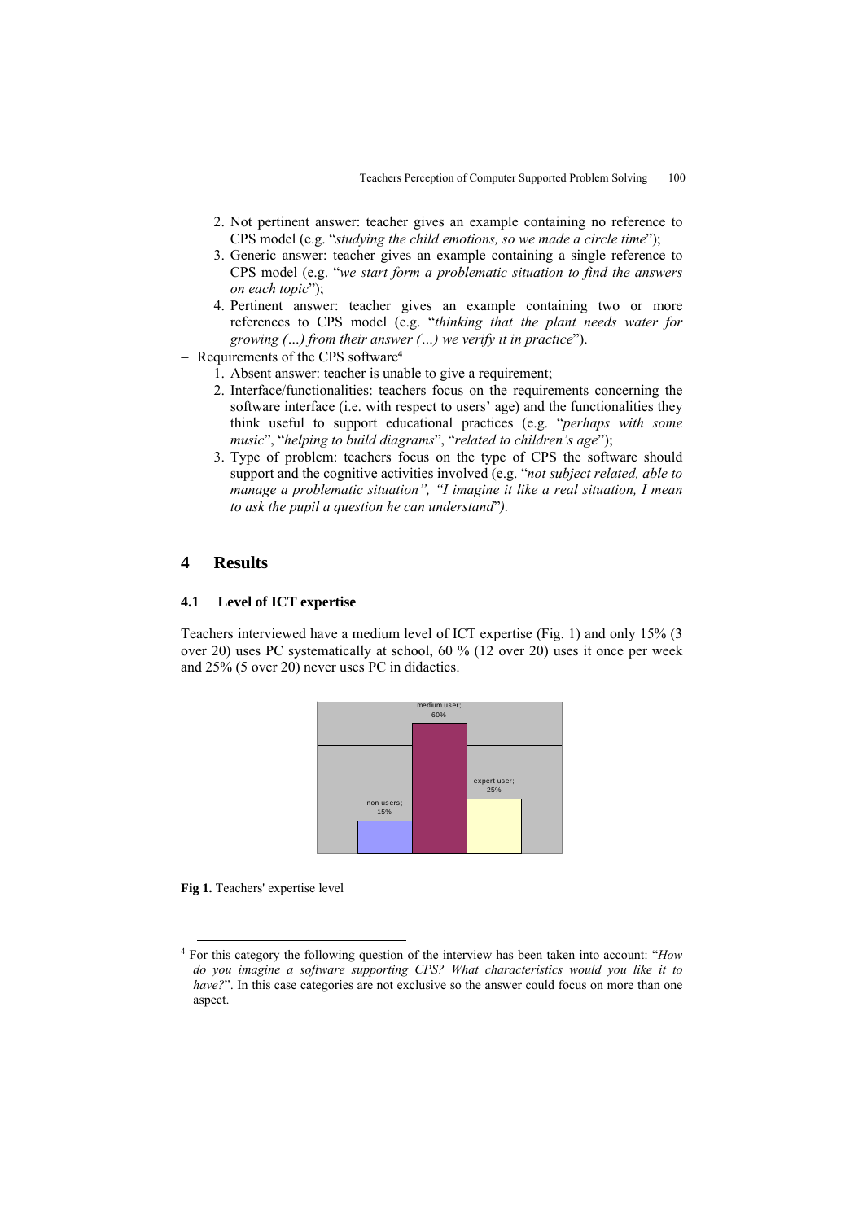2. Not pertinent answer: teacher gives an example containing no reference to CPS model (e.g. "*studying the child emotions, so we made a circle time*");
3. Generic answer: teacher gives an example containing a single reference to CPS model (e.g. "*we start form a problematic situation to find the answers on each topic*");
4. Pertinent answer: teacher gives an example containing two or more references to CPS model (e.g. "*thinking that the plant needs water for growing (…) from their answer (…) we verify it in practice*").

- Requirements of the CPS software[4]
  1. Absent answer: teacher is unable to give a requirement;
  2. Interface/functionalities: teachers focus on the requirements concerning the software interface (i.e. with respect to users' age) and the functionalities they think useful to support educational practices (e.g. "*perhaps with some music*", "*helping to build diagrams*", "*related to children's age*");
  3. Type of problem: teachers focus on the type of CPS the software should support and the cognitive activities involved (e.g. "*not subject related, able to manage a problematic situation", "I imagine it like a real situation, I mean to ask the pupil a question he can understand*").

# 4 Results

## 4.1 Level of ICT expertise

Teachers interviewed have a medium level of ICT expertise (Fig. 1) and only 15% (3 over 20) uses PC systematically at school, 60 % (12 over 20) uses it once per week and 25% (5 over 20) never uses PC in didactics.

non users; 15%

medium user; 60%

expert user; 25%

**Fig 1.** Teachers' expertise level

[4] For this category the following question of the interview has been taken into account: "*How do you imagine a software supporting CPS? What characteristics would you like it to have?*". In this case categories are not exclusive so the answer could focus on more than one aspect.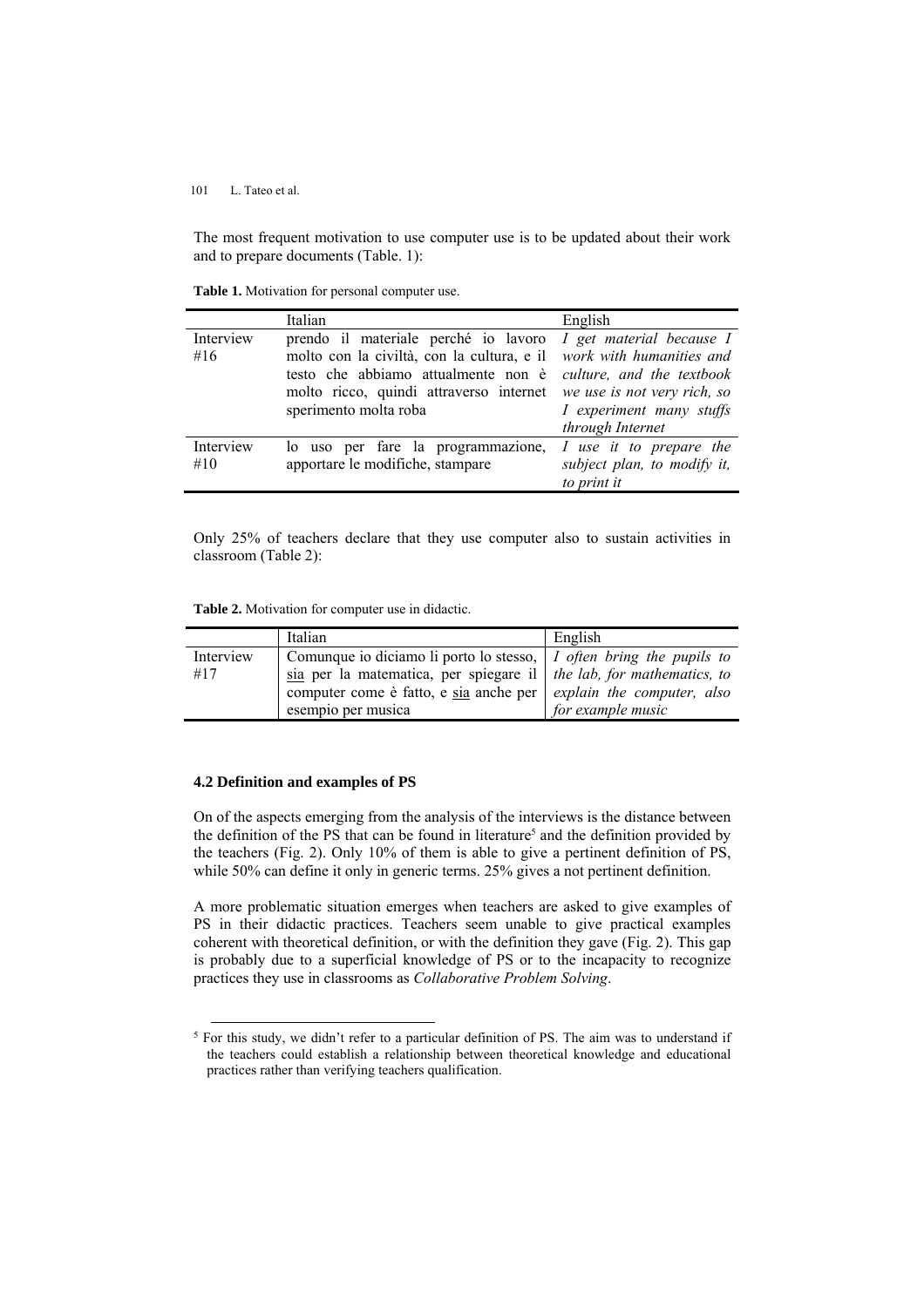The most frequent motivation to use computer use is to be updated about their work and to prepare documents (Table. 1):

**Table 1.** Motivation for personal computer use.

| | Italian | English |
|---|---|---|
| Interview #16 | prendo il materiale perché io lavoro molto con la civiltà, con la cultura, e il testo che abbiamo attualmente non è molto ricco, quindi attraverso internet sperimento molta roba | *I get material because I work with humanities and culture, and the textbook we use is not very rich, so I experiment many stuffs through Internet* |
| Interview #10 | lo uso per fare la programmazione, apportare le modifiche, stampare | *I use it to prepare the subject plan, to modify it, to print it* |

Only 25% of teachers declare that they use computer also to sustain activities in classroom (Table 2):

**Table 2.** Motivation for computer use in didactic.

| | Italian | English |
|---|---|---|
| Interview #17 | Comunque io diciamo li porto lo stesso, sia per la matematica, per spiegare il computer come è fatto, e sia anche per esempio per musica | *I often bring the pupils to the lab, for mathematics, to explain the computer, also for example music* |

### 4.2 Definition and examples of PS

On of the aspects emerging from the analysis of the interviews is the distance between the definition of the PS that can be found in literature[5] and the definition provided by the teachers (Fig. 2). Only 10% of them is able to give a pertinent definition of PS, while 50% can define it only in generic terms. 25% gives a not pertinent definition.

A more problematic situation emerges when teachers are asked to give examples of PS in their didactic practices. Teachers seem unable to give practical examples coherent with theoretical definition, or with the definition they gave (Fig. 2). This gap is probably due to a superficial knowledge of PS or to the incapacity to recognize practices they use in classrooms as *Collaborative Problem Solving*.

[5] For this study, we didn't refer to a particular definition of PS. The aim was to understand if the teachers could establish a relationship between theoretical knowledge and educational practices rather than verifying teachers qualification.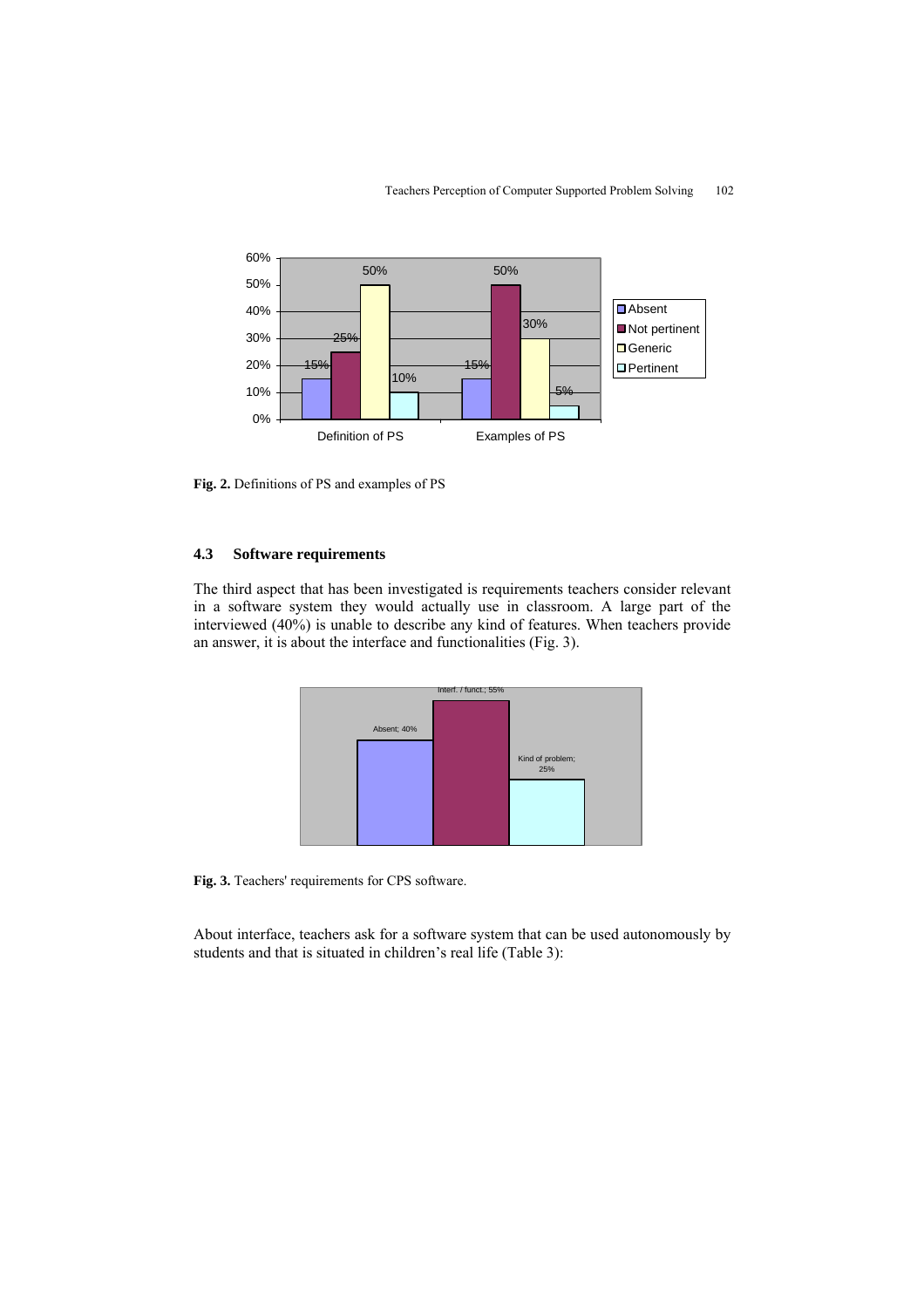**Fig. 2.** Definitions of PS and examples of PS

### 4.3 Software requirements

The third aspect that has been investigated is requirements teachers consider relevant in a software system they would actually use in classroom. A large part of the interviewed (40%) is unable to describe any kind of features. When teachers provide an answer, it is about the interface and functionalities (Fig. 3).

**Fig. 3.** Teachers' requirements for CPS software.

About interface, teachers ask for a software system that can be used autonomously by students and that is situated in children's real life (Table 3):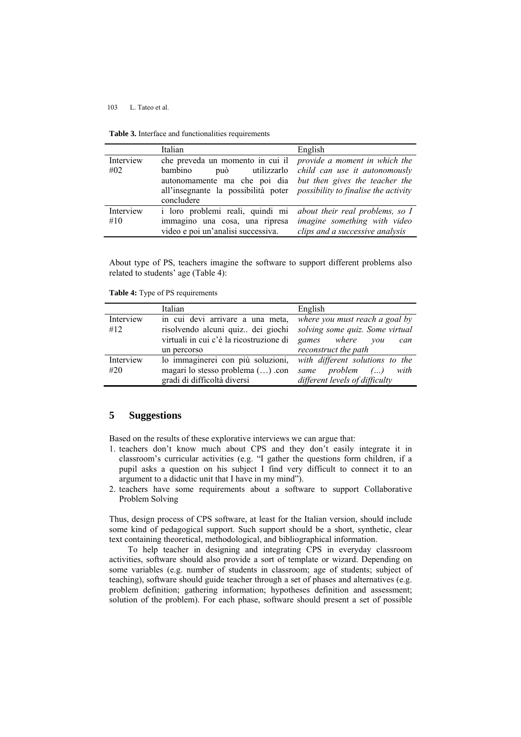**Table 3.** Interface and functionalities requirements

| | Italian | English |
|---|---|---|
| Interview #02 | che preveda un momento in cui il bambino può utilizzarlo autonomamente ma che poi dia all'insegnante la possibilità poter concludere | *provide a moment in which the child can use it autonomously but then gives the teacher the possibility to finalise the activity* |
| Interview #10 | i loro problemi reali, quindi mi immagino una cosa, una ripresa video e poi un'analisi successiva. | *about their real problems, so I imagine something with video clips and a successive analysis* |

About type of PS, teachers imagine the software to support different problems also related to students' age (Table 4):

**Table 4:** Type of PS requirements

| | Italian | English |
|---|---|---|
| Interview #12 | in cui devi arrivare a una meta, risolvendo alcuni quiz.. dei giochi virtuali in cui c'è la ricostruzione di un percorso | *where you must reach a goal by solving some quiz. Some virtual games where you can reconstruct the path* |
| Interview #20 | lo immaginerei con più soluzioni, magari lo stesso problema (…) .con gradi di difficoltà diversi | *with different solutions to the same problem (…) with different levels of difficulty* |

## 5 Suggestions

Based on the results of these explorative interviews we can argue that:

1. teachers don't know much about CPS and they don't easily integrate it in classroom's curricular activities (e.g. "I gather the questions form children, if a pupil asks a question on his subject I find very difficult to connect it to an argument to a didactic unit that I have in my mind").
2. teachers have some requirements about a software to support Collaborative Problem Solving

Thus, design process of CPS software, at least for the Italian version, should include some kind of pedagogical support. Such support should be a short, synthetic, clear text containing theoretical, methodological, and bibliographical information.

To help teacher in designing and integrating CPS in everyday classroom activities, software should also provide a sort of template or wizard. Depending on some variables (e.g. number of students in classroom; age of students; subject of teaching), software should guide teacher through a set of phases and alternatives (e.g. problem definition; gathering information; hypotheses definition and assessment; solution of the problem). For each phase, software should present a set of possible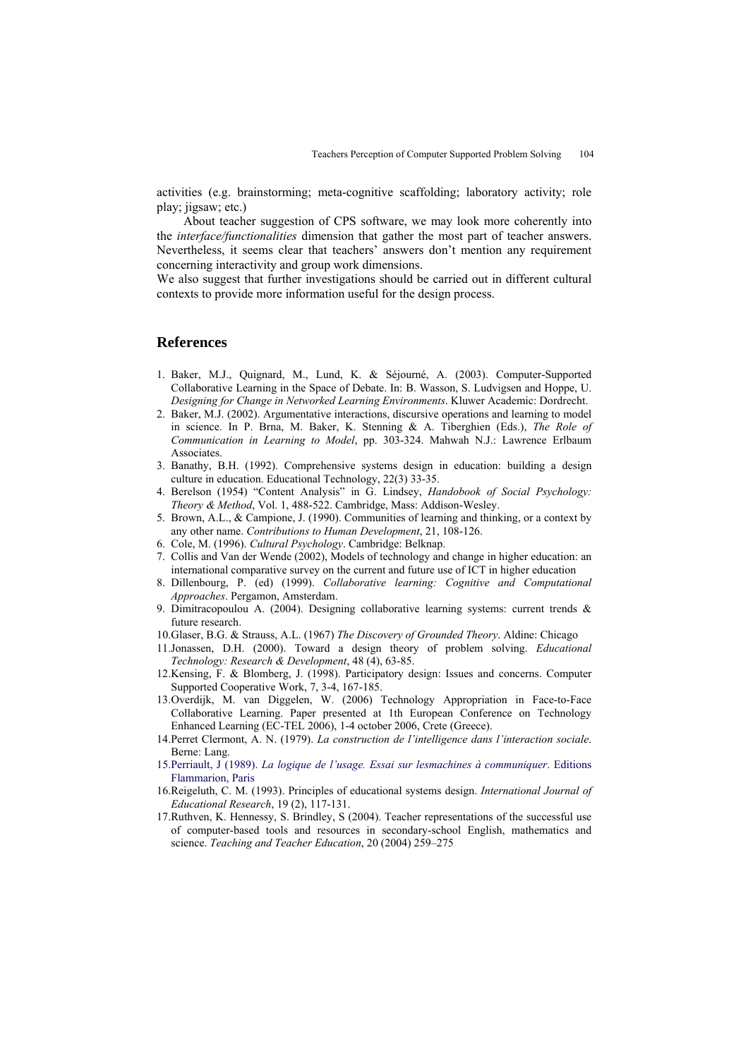activities (e.g. brainstorming; meta-cognitive scaffolding; laboratory activity; role play; jigsaw; etc.)

About teacher suggestion of CPS software, we may look more coherently into the *interface/functionalities* dimension that gather the most part of teacher answers. Nevertheless, it seems clear that teachers' answers don't mention any requirement concerning interactivity and group work dimensions.

We also suggest that further investigations should be carried out in different cultural contexts to provide more information useful for the design process.

## References

1. Baker, M.J., Quignard, M., Lund, K. & Séjourné, A. (2003). Computer-Supported Collaborative Learning in the Space of Debate. In: B. Wasson, S. Ludvigsen and Hoppe, U. *Designing for Change in Networked Learning Environments*. Kluwer Academic: Dordrecht.
2. Baker, M.J. (2002). Argumentative interactions, discursive operations and learning to model in science. In P. Brna, M. Baker, K. Stenning & A. Tiberghien (Eds.), *The Role of Communication in Learning to Model*, pp. 303-324. Mahwah N.J.: Lawrence Erlbaum Associates.
3. Banathy, B.H. (1992). Comprehensive systems design in education: building a design culture in education. Educational Technology, 22(3) 33-35.
4. Berelson (1954) "Content Analysis" in G. Lindsey, *Handobook of Social Psychology: Theory & Method*, Vol. 1, 488-522. Cambridge, Mass: Addison-Wesley.
5. Brown, A.L., & Campione, J. (1990). Communities of learning and thinking, or a context by any other name. *Contributions to Human Development*, 21, 108-126.
6. Cole, M. (1996). *Cultural Psychology*. Cambridge: Belknap.
7. Collis and Van der Wende (2002), Models of technology and change in higher education: an international comparative survey on the current and future use of ICT in higher education
8. Dillenbourg, P. (ed) (1999). *Collaborative learning: Cognitive and Computational Approaches*. Pergamon, Amsterdam.
9. Dimitracopoulou A. (2004). Designing collaborative learning systems: current trends & future research.
10. Glaser, B.G. & Strauss, A.L. (1967) *The Discovery of Grounded Theory*. Aldine: Chicago
11. Jonassen, D.H. (2000). Toward a design theory of problem solving. *Educational Technology: Research & Development*, 48 (4), 63-85.
12. Kensing, F. & Blomberg, J. (1998). Participatory design: Issues and concerns. Computer Supported Cooperative Work, 7, 3-4, 167-185.
13. Overdijk, M. van Diggelen, W. (2006) Technology Appropriation in Face-to-Face Collaborative Learning. Paper presented at 1th European Conference on Technology Enhanced Learning (EC-TEL 2006), 1-4 october 2006, Crete (Greece).
14. Perret Clermont, A. N. (1979). *La construction de l'intelligence dans l'interaction sociale*. Berne: Lang.
15. Perriault, J (1989). *La logique de l'usage. Essai sur lesmachines à communiquer*. Editions Flammarion, Paris
16. Reigeluth, C. M. (1993). Principles of educational systems design. *International Journal of Educational Research*, 19 (2), 117-131.
17. Ruthven, K. Hennessy, S. Brindley, S (2004). Teacher representations of the successful use of computer-based tools and resources in secondary-school English, mathematics and science. *Teaching and Teacher Education*, 20 (2004) 259–275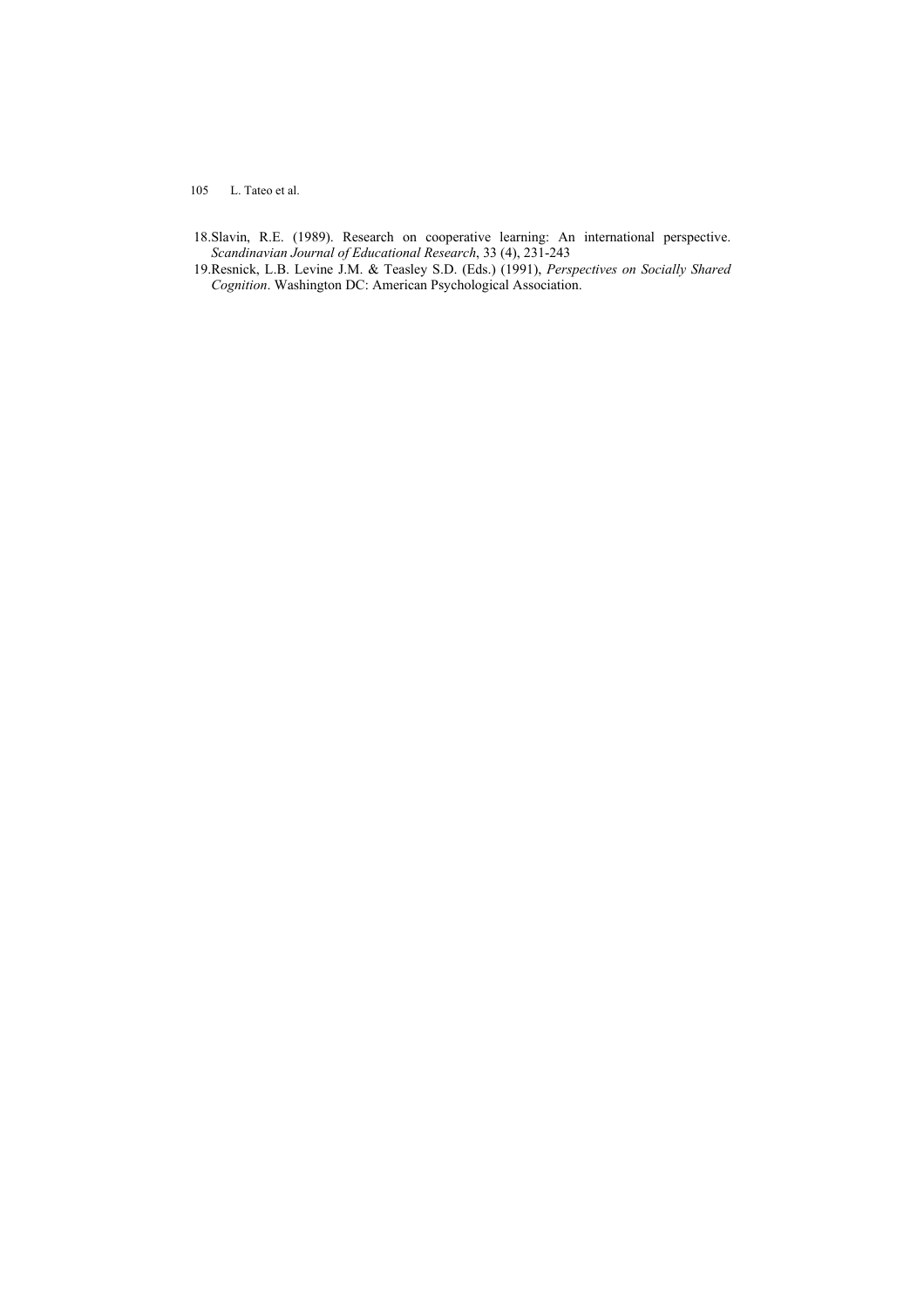18. Slavin, R.E. (1989). Research on cooperative learning: An international perspective. *Scandinavian Journal of Educational Research*, 33 (4), 231-243
19. Resnick, L.B. Levine J.M. & Teasley S.D. (Eds.) (1991), *Perspectives on Socially Shared Cognition*. Washington DC: American Psychological Association.